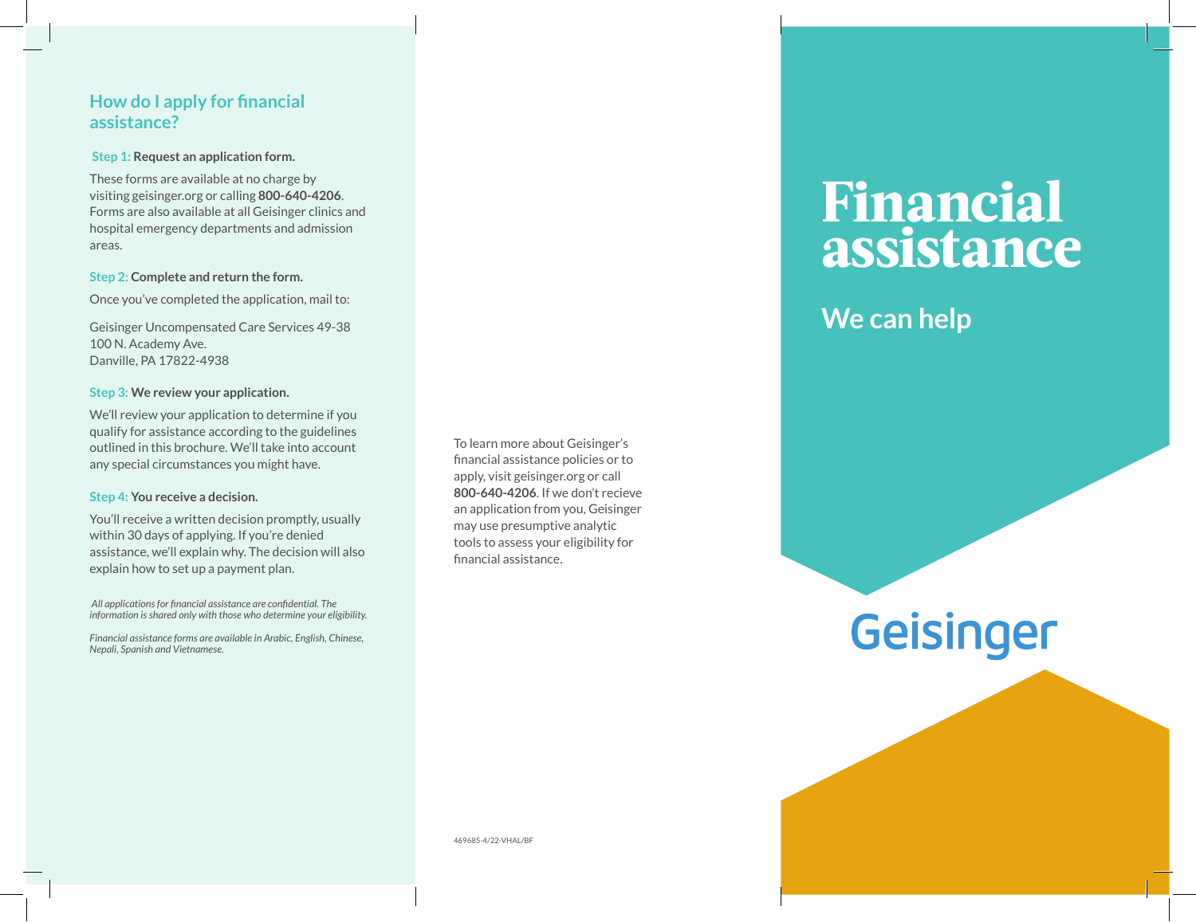## How do I apply for financial assistance?

**Step 1: Request an application form.**

These forms are available at no charge by visiting geisinger.org or calling **800-640-4206**. Forms are also available at all Geisinger clinics and hospital emergency departments and admission areas.

**Step 2: Complete and return the form.**

Once you've completed the application, mail to:

Geisinger Uncompensated Care Services 49-38
100 N. Academy Ave.
Danville, PA 17822-4938

**Step 3: We review your application.**

We'll review your application to determine if you qualify for assistance according to the guidelines outlined in this brochure. We'll take into account any special circumstances you might have.

**Step 4: You receive a decision.**

You'll receive a written decision promptly, usually within 30 days of applying. If you're denied assistance, we'll explain why. The decision will also explain how to set up a payment plan.

*All applications for financial assistance are confidential. The information is shared only with those who determine your eligibility.*

*Financial assistance forms are available in Arabic, English, Chinese, Nepali, Spanish and Vietnamese.*

To learn more about Geisinger's financial assistance policies or to apply, visit geisinger.org or call **800-640-4206**. If we don't recieve an application from you, Geisinger may use presumptive analytic tools to assess your eligibility for financial assistance.

469685-4/22-VHAL/BF

# Financial assistance

## We can help

Geisinger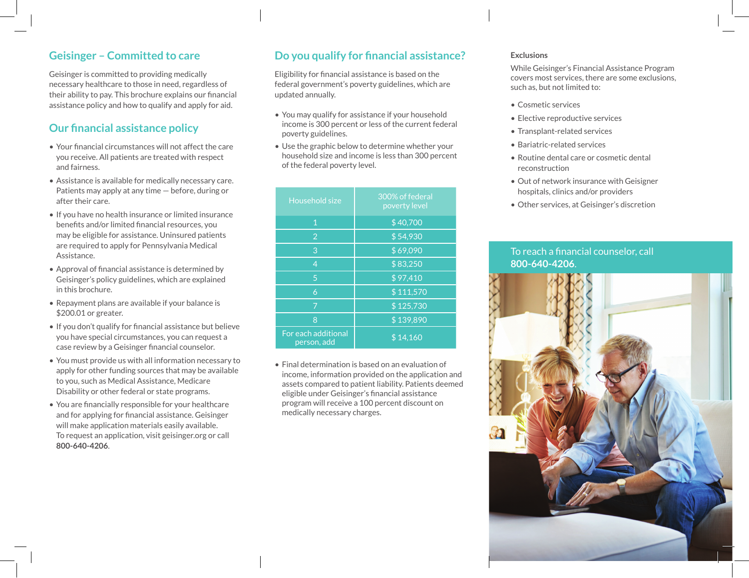## Geisinger – Committed to care

Geisinger is committed to providing medically necessary healthcare to those in need, regardless of their ability to pay. This brochure explains our financial assistance policy and how to qualify and apply for aid.

## Our financial assistance policy

- Your financial circumstances will not affect the care you receive. All patients are treated with respect and fairness.
- Assistance is available for medically necessary care. Patients may apply at any time — before, during or after their care.
- If you have no health insurance or limited insurance benefits and/or limited financial resources, you may be eligible for assistance. Uninsured patients are required to apply for Pennsylvania Medical Assistance.
- Approval of financial assistance is determined by Geisinger's policy guidelines, which are explained in this brochure.
- Repayment plans are available if your balance is $200.01 or greater.
- If you don't qualify for financial assistance but believe you have special circumstances, you can request a case review by a Geisinger financial counselor.
- You must provide us with all information necessary to apply for other funding sources that may be available to you, such as Medical Assistance, Medicare Disability or other federal or state programs.
- You are financially responsible for your healthcare and for applying for financial assistance. Geisinger will make application materials easily available. To request an application, visit geisinger.org or call **800-640-4206**.

## Do you qualify for financial assistance?

Eligibility for financial assistance is based on the federal government's poverty guidelines, which are updated annually.

- You may qualify for assistance if your household income is 300 percent or less of the current federal poverty guidelines.
- Use the graphic below to determine whether your household size and income is less than 300 percent of the federal poverty level.

| Household size | 300% of federal poverty level |
|---|---|
| 1 | $ 40,700 |
| 2 | $ 54,930 |
| 3 | $ 69,090 |
| 4 | $ 83,250 |
| 5 | $ 97,410 |
| 6 | $ 111,570 |
| 7 | $ 125,730 |
| 8 | $ 139,890 |
| For each additional person, add | $ 14,160 |

- Final determination is based on an evaluation of income, information provided on the application and assets compared to patient liability. Patients deemed eligible under Geisinger's financial assistance program will receive a 100 percent discount on medically necessary charges.

**Exclusions**

While Geisinger's Financial Assistance Program covers most services, there are some exclusions, such as, but not limited to:

- Cosmetic services
- Elective reproductive services
- Transplant-related services
- Bariatric-related services
- Routine dental care or cosmetic dental reconstruction
- Out of network insurance with Geisigner hospitals, clinics and/or providers
- Other services, at Geisinger's discretion

To reach a financial counselor, call **800-640-4206**.